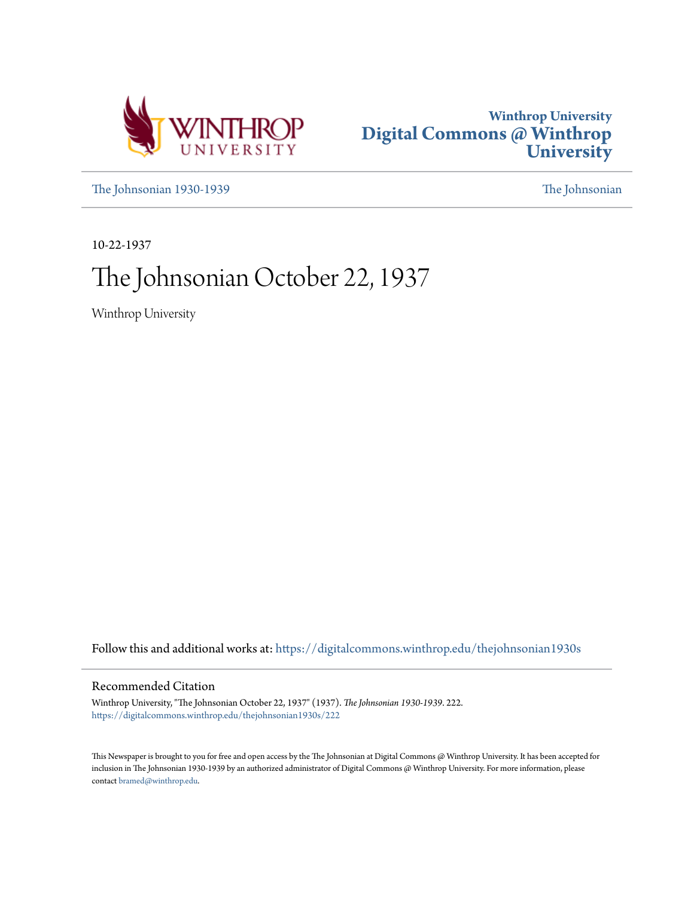Winthrop University
Digital Commons @ Winthrop University

The Johnsonian 1930-1939 | The Johnsonian

10-22-1937

# The Johnsonian October 22, 1937

Winthrop University

Follow this and additional works at: https://digitalcommons.winthrop.edu/thejohnsonian1930s

## Recommended Citation

Winthrop University, "The Johnsonian October 22, 1937" (1937). *The Johnsonian 1930-1939*. 222.
https://digitalcommons.winthrop.edu/thejohnsonian1930s/222

This Newspaper is brought to you for free and open access by the The Johnsonian at Digital Commons @ Winthrop University. It has been accepted for inclusion in The Johnsonian 1930-1939 by an authorized administrator of Digital Commons @ Winthrop University. For more information, please contact bramed@winthrop.edu.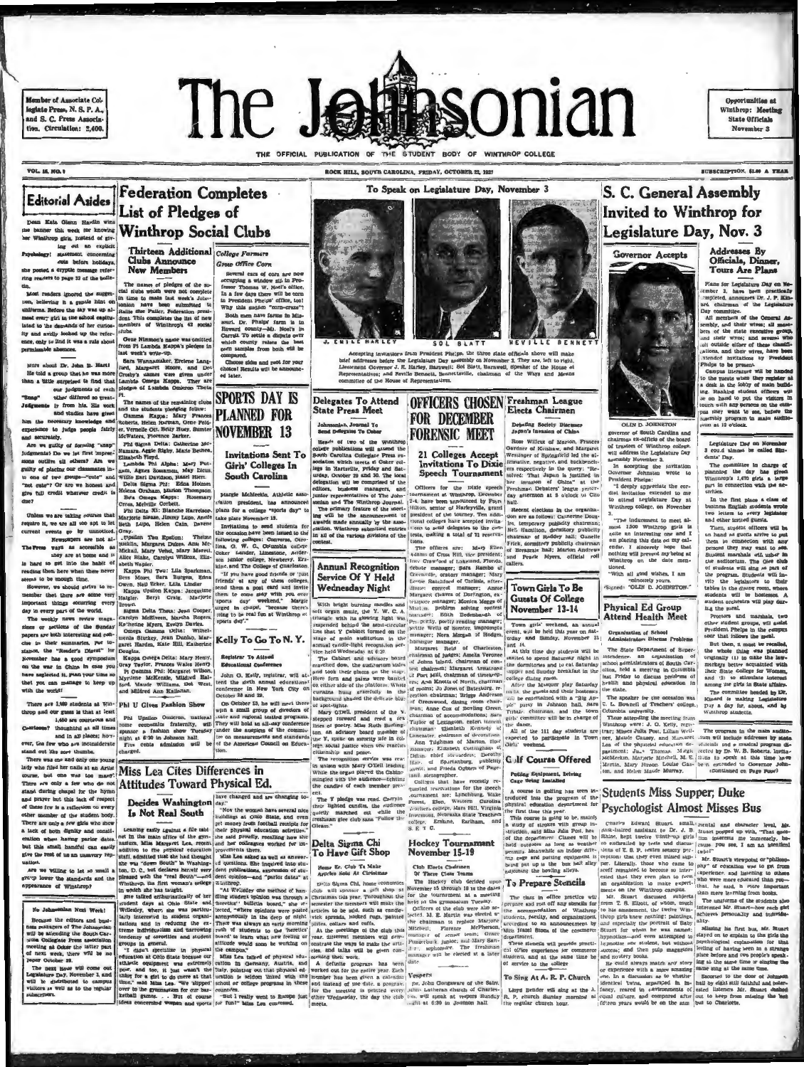Member of Associate Collegiate Press, N. S. P. A., and S. C. Press Association. Circulation: 2,400.

# The Johnsonian

Opportunities at Winthrop: Meeting State Officials November 3

THE OFFICIAL PUBLICATION OF THE STUDENT BODY OF WINTHROP COLLEGE

VOL. 15, NO. 7 — ROCK HILL, SOUTH CAROLINA, FRIDAY, OCTOBER 22, 1937 — SUBSCRIPTION, $1.00 A YEAR

## Editorial Asides

Dean Kate Glenn Hardin wins the banner this week for knowing her Winthrop girls. Instead of giving out an explicit Psychology statement concerning cuts before holidays, she posted a cryptic message referring readers to page 32 of the bulletin.

Most readers ignored the suggestion, believing it a gentle hint on uniforms. Before the day was up almost every girl in the school capitulated to the demands of her curiosity and avidly looked up the reference, only to find it was a rule about permissible absences.

More about Dr. John B. Harri... He told a group that he was more than a little surprised to find that our judgments of each ... "Snap" ... differed so greatly ... Judgments ... from his. His work and studies have given him the necessary knowledge and experience to judge people fairly and accurately.

Are we guilty of forming "snap" judgments? Do we let first impressions outline all others? Are we guilty of placing our classmates into one of two groups—"cute" and "not cute"? Or are we honest and give full credit whatever credit is due?

Unless we are taking courses that require it, we are all too apt to let current events go by unnoticed. Newspapers are not always as accessible as they are at home and it is hard to get into the habit of reading them here when there never seems to be enough time.

However, we should strive to remember that there are some very important things occurring every day in every part of the world.

The weekly news review magazines or sections of the Sunday papers are both interesting and concise in their summaries. For instance, the "Reader's Digest" for November has a good symposium on the war in China in case you have neglected it. Plan your time so that you can manage to keep up with the world!

There are 1,480 students at Winthrop and our guess is that at least 1,450 are courteous and thoughtful at all times and in all places; however, the few who are inconsiderate stand out like sore thumbs.

There was one and only one young lady who filed her nails at an Artist course, but one was too many! There are only a few who do not stand during chapel for the hymn and prayer but this lack of respect of these few is a reflection on every other member of the student body.

There are only a few girls who show a lack of both dignity and consideration when having parlor dates, but this small handful can easily give the rest of us an unsavory reputation.

We are willing to let so small a group lower the standards and the appearance of Winthrop?

**No Johnsonian Next Week!**

Because the editors and business managers of The Johnsonian will be attending the South Carolina Collegiate Press Association meeting at Coker the latter part of next week, there will be no paper October 29.

The next issue will come out Legislature Day, November 3, and will be distributed to campus visitors as well as to the regular subscribers.

## Federation Completes List of Pledges of Winthrop Social Clubs

### Thirteen Additional Clubs Announce New Members

The names of pledges of the social clubs which were not complete in time to make last week's Johnsonian have been submitted to Sallie Sue Fuller, Federation president. This completes the list of new members of Winthrop's 42 social clubs.

Gene Nimmon's name was omitted from Pi Lambda Kappa's pledges in last week's write-up.

Sara Wannamaker, Erclene Langford, Margaret Moore, and Doris Crosby's names were given under Lambda Omega Kappa. They are pledges of Lambda Omicron Theta Pi.

The names of the remaining clubs and the students pledging follow:

Gamma Kappa: Mary Frances Roberts, Helen Harman, Gene Felder, Vernelle Ott, Betty Huey, Sumter McWaters, Florence Barber.

Phi Sigma Delta: Catherine McNamara, Aggie Rigby, Marie Beaties, Elizabeth Floyd.

Lambda Phi Alpha: Mary Putnam, Agnes Rossamon, May Dicus, Willie Bell Davidson, Hazel Herr.

Delta Sigma Phi: Edna Holmes, Helena Orcham, Marion Thompson.

Beta Omega Kappa: Rosemary Cross, Melville Corbett.

Phi Delta Xi: Blanche Harrelson, Marjorie Bleas, Jimmy Lupo, Annie Beth Lupo, Helen Cain, Doreen Gray.

Upsilon Tau Epsilon: Thelma Sutton, Margaret Dukes, Ann McMickall, Mary Vehel, Mary Merritt, Alice Blake, Carolyn Wilkins, Elizabeth Napier.

Kappa Phi Tau: Lila Sparkman, Bess Moss, Sara Burgess, Edna Owen, Nell Ecker, Lila Lander.

Kappa Upsilon Kappa: Jacqueline Haigler, Beryl Craig, Marjorie Brown.

Sigma Delta Theta: Jean Cooper, Carolyn McElveen, Martha Rogers, Katherine Myers, Evelyn Davies.

Omega Gamma Delta: Wilhelmenia Stirkey, Jean Dunlap, Margaret Harden, Kate Hill, Katherine Douglas.

Kappa Omega Delta: Mary Henry, Gray Taylor, Frances Wade Henry.

Pi Gamma Phi: Margaret Wilson, Myrtlene McKenzie, Mildred Halford, Mamie Williams, Nell Steel, and Mildred Ann Kallanan.

### Phi U Gives Fashion Show

Phi Upsilon Omicron, national home economics fraternity, will sponsor a fashion show Tuesday night at 6:30 in Johnson hall.

Five cents admission will be charged.

## College Farmers Grow Office Corn

Several ears of corn are now occupying a window sill in Professor Thomas W. Noel's office. In a few days there will be corn in President Phelps' office, too! Why this sudden "corn-craze"?

Both men have farms in Missouri. Dr. Phelps' farm is in Howard county—Mo. Noel's in Carroll. To settle a dispute over which county raises the best corn samples from both will be compared.

Choose sides and root for your choice! Results will be announced later.

## SPORTS DAY IS PLANNED FOR NOVEMBER 13

### Invitations Sent To Girls' Colleges In South Carolina

Margie McMeekin, Athletic association president, has announced plans for a college "sports day" to take place November 13.

Invitations to send students for the occasion have been issued to the following colleges: Converse, Carolina, G. W. C., Columbia college, Coker, Lander, Limestone, Anderson junior college, Newberry, Erskine, and The College of Charleston.

"If you have good friends or 'just friends' at any of these colleges, send them a post card and invite them to come with you over 'sports day' weekend," Margie urged in chapel, "because there's going to be real fun at Winthrop on sports day."

## Kelly To Go To N. Y.

### Registrar To Attend Educational Conference

John G. Kelly, registrar, will attend the sixth annual educational conference in New York City on October 28 and 29.

On October 28, he will meet there with a small group of directors of state and regional testing programs. They will hold an all-day conference under the auspices of the committee on measurements and standards of the American Council on Education.

## To Speak on Legislature Day, November 3

J. EMILE HARLEY — SOL BLATT — NEVILLE BENNETT

Accepting invitations from President Phelps, the three state officials above will make brief addresses before the Legislature Day assembly on November 3. They are, left to right, Lieutenant Governor J. E. Harley, Barnwell; Sol Blatt, Barnwell, speaker of the House of Representatives; and Neville Bennett, Bennettsville, chairman of the Ways and Means committee of the House of Representatives.

## Delegates To Attend State Press Meet

### Johnsonian, Journal To Send Delegates To Coker

Heads of two of the Winthrop college publications will attend the South Carolina Collegiate Press association which meets at Coker college in Hartsville, Friday and Saturday, October 29 and 30. The local delegation will be comprised of the editors, business managers, and junior representatives of the Johnsonian and The Winthrop Journal.

The primary feature of the meeting will be the announcement of awards made annually by the association. Winthrop submitted entries in all of the various divisions of the contest.

## Annual Recognition Service Of Y Held Wednesday Night

With bright burning candles and soft organ music, the Y. W. C. A. triangle with its glowing light was suspended behind the semi-circular line that Y cabinet formed on the stage of main auditorium in the annual candle-light recognition service held Wednesday at 6:30.

The Cabinet and advisory board marched down the auditorium aisles and took their places on the stage. Here ferns and palms were banked on either side of the platform. White curtains hung gracefully in the background shaded the delicate blue of spot-lights.

Mary O'Dell, president of the Y, stepped forward and read a few lines of poetry. Miss Ruth Buffington, an advisory board member of the Y, spoke on sorority life in college, social justice which she practices, citizenship and peace.

The recognition service was read in unison with Mary O'Dell leading. While the organ played the Cabinet mingled with the audience—lighting the candles of each member present.

The Y pledge was read. Carolyn their lighted candles, the audience quietly marched out while the freshman glee club sang "Follow the Gleam."

## Delta Sigma Chi To Have Gift Shop

### Home Ec. Club To Make Articles Sold At Christmas

Delta Sigma Chi, home economics club will sponsor a gift shop at Christmas this year. Throughout the semester the members will make the articles to be sold, such as candlewick spreads, hooked rugs, painted plates, collars and cuffs.

At the meetings of the club this year, different members will demonstrate the ways to make the articles, and talks will be given concerning their work.

A definite program has been worked out for the entire year. Each member has been given a calendar and outline of the club. A program for the meeting is printed every other Wednesday, the day the club meets.

## OFFICERS CHOSEN FOR DECEMBER FORENSIC MEET

### 21 Colleges Accept Invitations To Dixie Speech Tournament

Officers for the Dixie speech tournament at Winthrop, December 2-4, have been announced by Fran Hilton, senior of Harleyville, grand president of the tourney. Ten additional colleges have accepted invitations to send delegates to the contests, making a total of 21 reservations.

The officers are: Mary Ellen Adams of Cross Hill, vice president; Inez Crawford of Lakeland, Florida, debate manager; Sara Rambo of Greenville, oratory manager; Mary Louise Ratchford of Carlisle, after-dinner contest manager; Annie Margaret Graves of Darlington, extempore manager; Monica Meggs of Marion, problem solving contest manager; Ruth Bodenheath of Prosperity, poetry reading manager; Nettie Wells of Sumter, impromptu manager; Nora Morgan of Hodges, harangue manager.

Margaret Reid of Charleston, chairman of judges; Amelia Vereen of Johns Island, chairman of contest chairmen; Margaret Armstrong of Fort Mill, chairman of timekeepers; Ann Knotts of North, chairman of rooms; Jo Jones of Batesburg, reception chairman; Briggs Anderson of Greenwood, dining room chairman; Anne Cox of Bowling Green, chairman of accommodations; Sara Taylor of Lexington, entertainment chairman; Elizabeth Kennedy of Lancaster, chairman of decorations; Ann Tilghman of Marion, floor manager; Elizabeth Cottingham of Dillon, chief steward; Dorothy Hair of Spartanburg, publicity head; and Frieda Ogburn of Pageland, stenographer.

Colleges that have recently requested reservations for the speech tournament are: Lynchburg, Wake Forest, Elon, Western Carolina Teachers college, Mars Hill, Virginia Intermont, Nebraska State Teachers college, S. E. T. C., Erskine, Earlham, and G. W. C.

## Hockey Tournament November 15-19

### Club Elects Chairman Of Three Class Teams

The Hockey club decided upon November 15 through 19 as the dates for the tournament at a meeting held in the gymnasium Tuesday.

Officers of the club were also selected. M. E. Martin was elected as the chairman to replace Marjorie Mitchell; Florence McPherson, manager of senior team; Grace Funderburk, junior; and Mary Banders, sophomore. The freshman manager will be elected at a later date.

## Vespers

Dr. John Gongaware of the Saint John's Lutheran church of Charleston will speak at vespers Sunday night at 6:30 in Johnson hall.

## Freshman League Elects Chairmen

### Debating Society Discusses Japan's Invasion of China

Rose Willcox of Marion, Frances Gardner of Kershaw, and Margaret Wessinger of Springfield led the affirmative, negative, and backbenchers respectively in the query: "Resolved: That Japan is justified in her invasion of China" at the Freshman Debaters' league yesterday afternoon at 5 o'clock in Clio hall.

Recent elections in the organization are as follows: Catherine Douglas, temporary publicity chairman; Nell Hamilton, dormitory publicity chairman of Roddey hall; Danelle Frick, dormitory publicity chairman of Breazeale hall; Marion Andrews and Pearle Myers, official roll callers.

## Town Girls To Be Guests Of College November 13-14

Town girls' weekend, an annual event, will be held this year on Saturday and Sunday, November 13 and 14.

At this time day students will be invited to spend Saturday night in the dormitories and to eat Saturday supper and Sunday breakfast in the college dining room.

After the Masquer play Saturday night the guests and their hostesses will be entertained with a "Big Apple" party in Johnson hall. Sara Tribble, chairman, and the town girls' committee will be in charge of the dance.

All of the 111 day students are expected to participate in Town Girls' weekend.

## Golf Course Offered

### Putting Equipment, Driving Cage Being Installed

A course in golfing has been introduced into the program of the physical education department for the first time this year.

This course is going to be, mainly a study of strokes with group instruction, said Miss Julia Post, head of the department. Classes will be held outdoors as long as weather permits. Meanwhile an indoor driving cage and putting equipment is being set up in the gym half alley adjoining the bowling alleys.

## To Prepare Stencils

The class in office practice will prepare and run off any stencils for the accommodation of Winthrop students, faculty, and organizations, according to an announcement by Miss Hazel Stone of the commerce department.

These stencils will provide practical office experience for commerce students, and at the same time be of service to the college.

## To Sing At A. R. P. Church

Lloyd Bender will sing at the A. R. P. church Sunday morning at the regular church hour.

## S. C. General Assembly Invited to Winthrop for Legislature Day, Nov. 3

### Governor Accepts

OLIN D. JOHNSTON

Olin D. Johnston, governor of South Carolina and chairman ex-officio of the board of trustees of Winthrop college, will address the Legislature Day assembly November 3.

In accepting the invitation Governor Johnston wrote to President Phelps:

"I deeply appreciate the cordial invitation extended to me to attend Legislature Day at Winthrop college, on November 3.

"The inducement to meet almost 1500 Winthrop girls is quite an interesting one and I am placing this date on my calendar. I sincerely hope that nothing will prevent my being at Winthrop on the date mentioned.

"With all good wishes, I am sincerely yours,

(Signed) "OLIN D. JOHNSTON."

### Addresses By Officials, Dinner, Tours Are Plans

Plans for Legislature Day on November 3, have been practically completed, announces Dr. J. P. Kinard, chairman of the Legislature Day committee.

All members of the General Assembly, and their wives; all members of the state executive group, and their wives; and women who hold outside either of these classifications, and their wives, have been extended invitations by President Phelps to be present.

Campus literature will be handed to the guests when they register at a desk in the lobby of main building. Ranking student officers will be on hand to put the visitors in touch with any persons on the campus they want to see, before the assembly program in main auditorium at 12 o'clock.

Legislature Day on November 3 could almost be called Students' Day.

The committee in charge of planning the day has given Winthrop's 1,470 girls a large part in connection with the activities.

In the first place a class of business English students wrote two letters to every legislator and other invited guests.

Then, student officers will be on hand as guests arrive to put them in connection with any persons they may want to see. Student marshals will usher in the auditorium. The Glee club of students will sing as part of the program. Students will invite the legislators to their tables in the dining room, where students will be hostesses. A student orchestra will play during the meal.

Proctors and marshals, two other student groups, will assist President Phelps in the campus tour that follows the meal.

But then, it must be recalled, the whole thing was planned originally (1) to make the lawmakers better acquainted with their State college for Women, and (2) to stimulate interest among the girls in State affairs.

The committee headed by Dr. Kinard is making Legislature Day a day for, about, and by Winthrop students.

The program in the main auditorium will include addresses by state officials and a musical program directed by Dr. W. B. Roberts. Invitations to speak at this time have been accepted by Governor Johnston...

(Continued on Page Four)

## Physical Ed Group Attend Health Meet

### Organization of School Administrators Discuss Problems

The State Department of Superintendents, an organization of school administrators of South Carolina, held a meeting in Columbia last Friday to discuss problems of health and physical education in the state.

The speaker for the occasion was C. L. Bowen of Teachers college, Columbia university.

Those attending the meeting from Winthrop were: J. G. Kelly, registrar; Misses Julia Post, Lillian Wellner, Maude Causey, and Margaret Lee of the physical education department; Jane Thomas, Margie McMeekin, Marjorie Mitchell, M. E. Martin, Mary Huson, Louise Causton, and Helen Maude Murray.

## Miss Lea Cites Differences in Attitudes Toward Physical Ed.

### Decides Washington Is Not Real South

Leaning easily against a file cabinet in the main office of the gymnasium, little Miss Margaret Lea, recent addition to the physical education staff, admitted that she had thought she was "down South" in Washington, D. C., but declares herself very pleased with the "real South"—and Winthrop, the first woman's college in which she has taught.

She talked enthusiastically of her student days at Ohio State and Wellesley, where she was particularly interested in student organizations and in reducing the extreme individualism and narrowing tendency of sororities and student groups in general.

"I didn't specialize in physical education at Ohio State because our athletic equipment was extremely poor, and too, it just wasn't the thing for a girl to do there at that time," said Miss Lea. "We stayed over to the gymnasium for our basketball games. . . But of course ideas concerning women and sports have changed and are changing today.

"Now the women have several nice buildings at Ohio State, and even get money from football receipts for their physical education activities," she said proudly, recalling how she and her colleagues worked for improvements there.

Miss Lea asked as well as answered questions. She inquired into education in Germany, Austria, and Italy, pointing out that physical education is seldom linked with the school or college programs in these countries.

"But I really want to Europe just for fun!" Miss Lea confessed.

"At Wellesley the method of handling student opinion was through a 'heretics' bulletin board," she directed, "where opinions were posted anonymously in the deep of night. There was always an early morning rush of students to the 'heretics' board to learn what new feeling or attitude would soon be working on the campus."

Miss Lea talked of physical education in Germany, Austria, and Italy... dent publications, expression of student opinion and "parlor dates" at Winthrop.

## Students Miss Supper; Duke Psychologist Almost Misses Bus

Charles Edward Stuart, small, dark-haired assistant to Dr. J. B. Rhine, kept twelve Winthrop girls from supper Tuesday night with an enthralling and startling discussion of E. S. P. (extra sensory perception) that they even missed supper. Literally, those who came to scoff remained to become so interested that they even plan to form an organization to make experiments on the Winthrop campus.

Mr. Stuart discussed subjects from E. S. P., to his amusement, the twelve Winthrop girls knew nothing: paintings, and especially the portrait of Baby Stuart for whom he was named; hypnotism—and even attempted to hypnotize one student, but without success; and then pulp magazines and mystery books.

He could always match any story or experience with a more amazing one. In a discussion as to whether identical twins, separated in infancy, reared in environments of equal culture, and compared after fifteen years would be on the same mental and character level, Mr. Stuart popped up with, "That question interests me immensely, because, you see, I am an identical twin!"

Mr. Stuart's viewpoint or "philosophy" of education was to get from experience and learning to others who were more educated than yourself. He said, is more important than mere learning from books.

The uniforms of the students also interested Mr. Stuart—how each girl achieves personality and individuality.

Missing his first bus, Mr. Stuart stayed on to explain to the girls the psychological explanation for that feeling of having been in a strange place before and two people's speaking at the same time or singing the same song at the same time.

Escorted to the door of Johnson hall by eight still faithful and fascinated listeners Mr. Stuart dashed out to keep from missing the bus to Charlotte.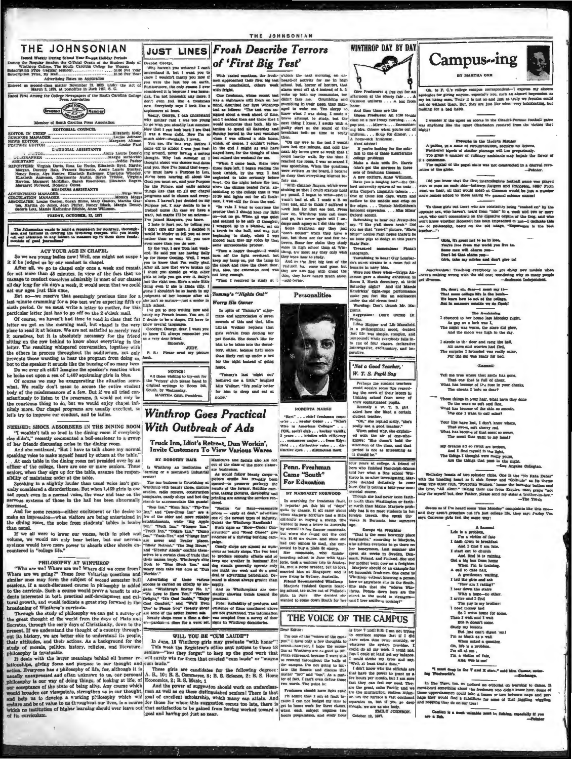# THE JOHNSONIAN

Issued Weekly During School Year Except Holiday Periods

During the Regular Session the Official Organ of the Student Body of Winthrop College, The South Carolina College for Women

Subscription Price (regular session) ............ $1.00 Per Year
Subscription Price, By Mail ............ $1.50 Per Year

Advertising Rates on Application

Entered as second-class matter November 21, 1923, under the Act of March 3, 1879, at postoffice in Rock Hill, S. C.

Rated First Among the College Newspapers of the South Carolina College Press Association

Member of South Carolina Press Association

## EDITORIAL COUNCIL

EDITOR IN CHIEF ............ Elizabeth Kelly
BUSINESS MANAGER ............ Louise Johnson
NEWS EDITOR ............ Margaret Altman
FEATURE EDITOR ............ Louise Fant

## EDITORIAL ASSISTANTS

...EDITOR ............ Annie Laurie Donald
...OGRAPHER ............ Margie McMeekin
ASSISTANT ............ Jeddie Parker

REPORTERS: Virginia Davis, Rosa Lu Hucks, Elizabeth Byrd, Harriet Morgan, Dorothy Hair, Frances Burnette, Annie Laurie Stuckey, Nancy Beaty, Alys Hunter, Elizabeth Ballenger, Charlotte Wheeler, Elizabeth Anderson, Marguerite Austin, Sarah Tribble, Virginia Herring, Margaret McMillan, Sarah Rosenblum, Elizabeth Rogers, Margaret Norwood, Roxanne Oates.

## BUSINESS ASSISTANTS

ADVERTISING MANAGER ............ Birge Wise
CIRCULATION MANAGER ............ Monica Meggs
ASSOCIATES: Louise Gaston, Sarah Shine, Mary Gaston, Martha Caston, Martha Jo Jones, Jean Phifer, Nancy Black, Margia Dennis, Sedera Lett, Mamie Katherine Ritchie, Anne Williman.

FRIDAY, OCTOBER 22, 1937

*The Johnsonian wants to merit a reputation for accuracy, thoroughness, and fairness in covering the Winthrop campus. Will you kindly call our attention to any failure to measure up in these three fundamentals of good journalism?*

## ACT YOUR AGE IN CHAPEL

So we are young ladies now! Well, one might not suspect it if he judged us by our conduct in chapel.

After all, we do go to chapel only once a week and remain for not more than 45 minutes. In view of the fact that we manage to conduct ourselves admirably in most of our classes all day long for six days a week, it would seem that we could act our ages just this once.

But no—we reserve that seemingly precious time for a last minute cramming for a pop test we're expecting fifth or sixth period. Or we must write a letter to mother, for this particular letter just has to go off on the 2 o'clock mail.

Of course, we haven't had time to read in class that fat letter we got on the morning mail, but chapel is the very place to read it at leisure. We are not satisfied to merely read it ourselves, but it is absolutely necessary for the person sitting on the row behind to know about everything in the letter. The resulting whispered conversation, together with the others in process throughout the auditorium, not only prevents those wanting to hear the program from doing so, but to the speaker it sounds like the buzzing of so many bees.

Do we ever sit still? Imagine the speaker's reaction when he looks out upon a sea of 1,469 squirming girls in blue.

Of course we may be exaggerating the situation somewhat. We really don't mean to accuse the entire student body of the misdemeanors of a few. But if we all tried conscientiously to listen to the programs, it would not only be the courteous thing to do, but we would enjoy chapel infinitely more. Our chapel programs are usually excellent, so let's try to improve our conduct, and be ladies.

## NEEDED: SHOCK ABSORBERS IN THE DINING ROOM

"I wouldn't talk so loud in the dining room if everybody else didn't," recently commented a hall-monitor to a group of her friends discussing noise in the dining room.

And she continued, "But I have to talk above my normal speaking voice to make myself heard by others at the table."

... At each table in the dining room not presided over by an officer of the college, there are one or more seniors. These seniors, when they sign up for the table, assume the responsibility of maintaining order at the table.

Speaking in a slightly louder than usual voice isn't generally considered a disorderliness. But when 1,469 girls in one hall speak even in a normal voice, the wear and tear on the nervous systems of those in the hall has been abnormally increased.

And for some reason—either excitement or the desire to make an impression—when visitors are being entertained in the dining room, the noise from students' tables is louder than usual.

If we all were to lower our voices, both in pitch and volume, we would not only hear better, but our nervous systems would have more power to absorb other shocks encountered in "college life."

## PHILOSOPHY AT WINTHROP

"Who are we? Where are we? Where did we come from? Where are we going?" These four Voltarian questions and similar ones may form the subject of second semester bull sessions, if a much-discussed course in philosophy is added to the curricula. Such a course would prove a benefit to students interested in both practical self-development and cultural growth, and would indicate a great step forward in the broadening of Winthrop's curricula.

Through the study of philosophy we can get a survey of the great thought of the world from the days of Plato and Socrates, through the early days of Christianity, down to the present. If we understand the thought of a country throughout its history, we are better able to understand its people, their attitudes, and their actions. As a background for the study of morals, politics, history, religion, and literature, philosophy is invaluable.

It deals with the larger meanings behind all human relationships, giving focus and purpose to our thought and action. Everyone has a philosophy of life, for, although it is usually unexpressed and often unknown to us, our personal philosophy is our way of doing things, of looking at life, of our acceptance of the state of being alive. Any course which would broaden our viewpoints, strengthen us in our thought, and help us to develop a working philosophy which will endure and be of value to us throughout our lives, is a course for which no institution of higher learning should ever leave out of its curriculum.

---

# JUST LINES

Dearest George,

Why haven't you written? I can't understand it, but I want you to know I wouldn't marry you now if you were the last boy on earth. Furthermore, the only reason I ever considered it is because I was homesick. I'm not homesick any more, I don't even feel like a freshman now. Everybody says I look like a sophomore at least.

Really, George, I can understand why neither could I see you young to go with you steadily last summer. Now that I can look back I see that I was a mere child. Now I'm so much older—mentally, I mean.

You see, it's this way. Before I came off to school I was just fooling around, never having a serious thought. Why last summer all I thought about was dances and dates and you. Now I've found that everyone must have a Purpose in Life. We've been hearing all about the Goal you must set, and your Purpose for the Future, and really serious things like that on all our chapel programs and in classes and everywhere. I haven't just decided on my Purpose yet. It may decide to be a trained nurse (in case we have a war), but maybe I'll be an actress—I've joined Masquers, you know.

I hate to hurt you by telling you I don't care any more. I decided it would be kinder to tell you at once rather than to wait till you care even more than you do now.

By the way, I saw Tom last weekend. He said you are having Sally up for Home Coming. Well, I want you to know that I'm really glad. After all, now that we've broken up I think you should go with other girls to help you get over it. Sally's just the right one. She's a cute little thing even if she is kinda silly. I guess I shouldn't be so harsh in my judgment of her because after all she isn't so mature—just a senior in high school.

I've got to stop writing now and study my French lesson. You see, if I decide to be a singer, I'll have to know several languages.

Goodbye, George, dear. I want you to know I'll always remember you as a very dear friend.

Sincerely,

JUDY.

P. S.: Please send my picture back.

**NOTICE!**

All those wishing to try-out for the "Writers" club please hand in original writings to Room 24B, South, by Wednesday.

MARTHA ORR, President.

---

# Frosh Describe Terrors of 'First Big Test'

With varied emotions, the freshmen approached their first big test—some nonchalant, others weak with fright.

One freshman, whose recent test was a nightmare still fresh on her mind, described her first Winthrop test as follows: "The test was assigned about a week ahead of time, and I decided then and there that I would memorize that book. My intention to spend all Saturday and Sunday buried in the text vanished when I was offered a ride home, which, of course, I couldn't refuse. In the end I might as well have stayed here, for the thought of that test ruined the weekend for me.

"When I came back, there were three days left. I began reading the book (which, by the way, I had neglected to take seriously before now). On the night before the test, when the chimes pealed forte, announcing to the college that it was 10:30 and lights out for all freshmen, I was still far from the end.

"To rule I tried to convince the proctor that I should keep my light on—but no go. When all was quiet and seemed to be safe (I thought), I wrapped up in a blanket, sat on a trunk in the hall, and was just beginning to study, when I was shooed back into my room by that same unreasonable proctor.

"Then a happy thought—I would turn off the light overhead, but keep my lamp on, put the lamp in the closet and close the closet door. But, alas, the extension cord was not long enough.

"Then I resolved to study at 6 o'clock the next morning, an unheard-of activity for me in high school. but, horror of horrors, that alarm went off at 6 instead of 5. I woke up both my roommates, but didn't faze me. Grumbling and mumbling to their sleep, they managed to wake me. Too sleepy to know what I was doing, I made a brave attempt to study, but the next thing I knew, I awoke with a guilty start at the sound of the breakfast bell—no time to study then.

"On my way to the test I would turn hot one minute, and cold the next. My knees grew so weak that I could hardly walk. By the time I reached the room, I was so scared I was speechless. When the questions were written on the board, I became so dizzy that everything blurred before me.

"With clammy fingers, which were shaking so that I could scarcely hold my pencil, I began to write—and it wasn't bad at all. I made a B on that test, and to think I suffered a week just for that one test. From now on, Winthrop tests can come and go, but never again will I undergo such agony as I did this time."

Some freshmen say they just don't bother when they have a test, but these are few and far between. Some few claim they study more in high school than at Winthrop, but most say they only wish they knew how to study.

And so the first big test of the freshmen has come and gone, but they are leaving with dread the third, they have heard much about mid-terms.

## Tommy's "Nights Out" Worry His Owner

In spite of "Tommy's" enjoyment and appreciation of sweet morsels of this and that, Miss Lillian Wellner requests that girls refrain from feeding her pet Scottie. She doesn't like for him to be taken into the dormitory, either, because he'll more than likely curl up under a bed for the night instead of going home.

"Tammy's last 'night out' bothered me a little," laughed Miss Wellner. "It's really better for him to sleep and eat at home."

---

# Winthrop Goes Practical With Outbreak of Ads

## Truck Inn, Idiot's Retreat, Dun Workin', Invite Customers To View Various Wares

BY DOROTHY HAIR

Is Winthrop an institution of learning or a mammoth industrial center?

The tea business is flourishing at Winthrop with beauty shops, picture studios, radio renters, construction companies, candy shops and hot dog stands to accommodate the guests!

"Step Inn," "Kum Inn," "Tip-Toe Inn," and "Dew-Drop Inn" are a few of the older and more reliable establishments, while "Big Apple Inn," "Duck Inn," "Stagger Inn," "Truck Inn," "Doggie Inn," "Dump Inn," "Yank-Tee," and "Plunge Inn" are newer and livelier places. "Idiots' Retreat," "The Bug House," and "Nitwits' Abode" confine themselves to a certain class of trade that their names imply. Winthrop's elite flock to "Blue Stock Inn," and weary ones take rest cure at "Dun Workin'."

Advertising of these various abodes is carried on chiefly by slogans. "Winthrop's Enemy No. 1," "We Love to Have You," "Visitors' Delight," "It's Cool Inside," "Enjoy Cool Comfort," and "We'll Even 'Dye' to Please You" (beauty shop) are some of the better known ads.

Beauty shops come a dime a dozen—pardon—a dime for a wave set. Manicures and facials also are not out of the class of the more elaborate businesses.

As would follow beauty shops—a picture studio has recently been opened—to preserve perfectly the results of the former. Snitting cameras, taking pictures, developing and printing are among the services rendered.

"Radios for Rent—reasonable prices — apply at desk," advertises one of the newest types of industry. Quick! the Winthrop Handbook! Such signs as "Slow—Under Construction" and "Road Closed" give evidence of a thriving building campaign.

Candy shops are almost as numerous as beauty shops. The two tend to produce opposite effects and so keep one another in business! Hot dog stands generally operate only one night per week and do a good deal of advertising beforehand. Demand is almost always greater than supply.

And so Winthropians are constantly showing trends toward the practical.

Note: Reliability of products and existence of firms mentioned above are not guaranteed. The information was compiled from a survey of door signs in Winthrop dormitories.

## WILL YOU BE "CUM LAUDE"?

In June, 18 Winthrop girls may graduate "with honor"! This week the Registrar's office sent notices to these 18 seniors—"lest they forget" to keep up the good work that will surely win for them that coveted "cum laude" or "magna cum laude."

These girls are candidates for the following degrees: A. B., 10; B. S. Commerce, 3; B. S. Science, 2; B. S. Home Economics, 2; B. S. Music, 1.

And the power of suggestion should work on underclassmen as well as on these distinguished seniors! There is that goal of excellent scholarship, which many can attain. And for those for whom this suggestion comes too late, there is that satisfaction to be gained from having worked toward a goal and having got just so near.

---

# WINTHROP DAY BY DAY

Give Freshmen: A free cut for an afternoon at the county fair . . . A Clemson uniform . . . A box from home . . .

And then there are the

Glee Freshmen: An 8:30 tennis class on a raw frosty morning . . . A pop test . . . Mirror . . . Encountering Mrs. Oliver when you're out of uniform . . . Soup for dinner . . . A home-sick freshman.

Need advice?

If you're looking for the solution to one of those insufferable college problems

Make a date with Dr. Harris (she's got the answers in three sets of freshman themes).

A new coiffure, Anne Williman. Have you a leading foot—the Oxford university system of no tests . . . Atha Cooper's linguistic talents . . . One of those hot days, warm and mellow to the middle and crisp on the edges . . . Tootsie McKeithen's innocent expression . . . Miss Mims' Oxford accent.

Refreshing to hear our Jersey-ites say, "I like y'all down here." Did you see that "sweet" picture, "Slave Ship?" Louise Fant hopes there'll be no loose pigs to dodge at this year's State Fair.

Treasured mementoes: Piana's autograph.

Interesting to hear: Guy Lombardo's sweet strains in a room full of females in navy blue.

Were you there when—Briggs Anderson gave a shaking exhibition in Room 1, North dormitory, at 10:30 Saturday night? And did Mamie Kendricks' tight-rope performance make you feel like an adolescent under the old circus tent?

Warning: Don't thumb Mr. Magginis.

Suggestion: Don't thumb Dr. Phelps.

Libby Hopper and Lib Mansfield, in a philosophical mood, decided that life was simple, complex, and compound; while everybody falls into one of four classes, declarative interrogative, exclamatory, and imperative.

## Personalities

ROBERTA MARSH

"Bert" . . . chief freshman counselor . . . Senior Order . . . "Who's Who in American Colleges" . . . PDK, social club . . . hockey varsity, 3 years . . . bristles with efficiency . . . commerce major . . . from Edgefield . . . distinctive voice . . . distinctive eyes . . . distinction itself.

## 'Not a Good Teacher,' W. T. S. Pupil Say

Perhaps the student teachers could acquire some tips regarding the merit of their labors in training school from some of their sophisticated pupils.

Recently a W. T. S. girl asked how she liked a certain student teacher.

"Oh," she replied airily, "she's really not a good teacher."

When asked why, she explained with the air of one-who-knows: "She doesn't hold the attention of the class, and that period is not as interesting as it should be."

## Penn. Freshman Came "South" For Education

BY MARGARET NORWOOD

In searching for freshman fame, a reporter got this bit of "dope" quite by chance. It all came about when Marjorie McClure had a little difficulty in buying a stamp. She wanted to send a letter to Australia by airmail to her former roommate, but when she found out the cost was $1.40 an ounce, and since she had two ounces to mail, she consented to buy a plain 5c stamp.

Her roommate, who finished boarding school in June with Marjorie, took a summer trip to Australia, met a horse breeder, fell in love, married him at Honolulu, and is now living in Sydney, Australia.

Friend Recommended Winthrop

Marjorie finished Ogontz boarding school, ten miles out of Philadelphia, in June. She decided she wanted to come down South for her four years at college. A friend of hers who finished Randolph-Macon told her what a fine school Winthrop is, so after investigating, Marjorie decided definitely to come here. She is taking a four-year commercial course.

Though she had never been farther south than Washington or farther north than Maine, Marjorie probably has it on most students in her foreign travels. She spent six weeks in Bermuda four summers ago.

Europe via Freighter

"That is the most heavenly place imaginable," according to Marjorie, who advises everyone to go there on her honeymoon. Last summer she spent six weeks in Sweden, Denmark, Poland, and Finland. She and her mother went over on a freighter.

Marjorie should be an example for all homesick freshmen. She came to Winthrop without knowing a person here or anywhere else in the South. She says that she "adores Winthrop. People down here are the nicest in the world to strangers—and I love southern cooking!"

---

# THE VOICE OF THE CAMPUS

Dear Editor:

I'm one of the "voices of the campus." I have only a few thoughts to sound—however, I hope the acoustics at Winthrop are as good as Mr. Plaza expressed, because I want this to resound throughout the halls of the campus. I'm not going to imitate the Senate and discuss this matter "pro" and "con." As a matter of fact, I can't even define those two words. The point is:

Freshmen should have light cuts! I'll admit that I am at fault because I can not budget my time to get in home work for three classes, when each subject requires two hours preparation, and study hour is from 7 until 9:30. I am not trying to convince anyone that if I did have extra time (twice monthly, or whatever the system provides, I could do all my work. I could not. But I could at least get my balance. I could stroke my brow and say, "Well, at least that's done."

I don't know who the officials are that have the power to grant us a few hours per month, but I am sure that they can feel our need. They are the great, calm Pacific and we are the murmuring, restless Atlantic. On the surface a vast continent separates us, but if you go deep enough, we are as one body.

EMILY JOHNSON.

October 12, 1937.

---

# Campus--ing

BY MARTHA ORR

Oh, to F. C.'s college campus correspondent—I express my sincere apologies for giving anyone, especially you, such an absurd impression as my let liking men. Truly it is not so and just as truly we females could not do without them. But, they are just like wine—very intoxicating, but making for a bad habit.

I wonder if the upset on scores in the Citadel-Furman football game was anything like the upset Charleston received from the victors that night?

**Proverbs in the Modern Manner**

A pebble, in a state of circumvolution, acquires no lichens.
Feathered bipeds of similar plumage will live gregariously.
Too great a number of culinary assistants may impair the flavor of the consomme.
The capital of the papal state was not constructed in a diurnal revolution of the globe.
—Pointer.

Did you know that the first intercollegiate football game was played with 25 men on each side—between Rutgers and Princeton, 1869? From what we hear, all that would be needed at Clemson would be just a number more names added to those taking the general science course!

To those girls out there who are constantly being "sacked on" by the opposite sex, who haven't heard from "him" in a week and two or more days, who can't concentrate on the digestive organs of the frog, and who don't know whether Roosevelt has been impeached or not—I dedicate this bit of philosophy, based on the old adage, "Experience is the best teacher"—:

Girls, it's great not to be in love,
You're free from the world you live in.
Some men will charm you—
Don't let them alarm you—
Girls, take my advice and don't give in!

Americanism: Teaching everybody to get shiny new models when there's nothing wrong with the old one; wondering why so many people get divorces.
—Anderson Independent.

Oh, dear; oh, dear—I must say it—
That some college life is the bunk—
We learn how to act at the college,
But in manners outside we do flunk!

**The Awakening**

I chanced to her house last Monday night,
As gay as a lark was I,
The night was warm, the stars did glow,
And the moon was high in the sky.

I strode to the door and rang the bell,
All cares and worries had fled,
The surprise I intended was really mine,
For the gal was ready for bed.

(Lament)

Tell me true where that smile has gone,
That one that is full of cheer,
What has become of the rose in your cheeks,
The cheeks I hold so dear?

Those things in your hair, what have they done
To the wave so soft and fine,
What has become of the skin so smooth,
The one I want to call mine?

Your lips have lost, I don't know where,
That sweet, soft cherry red,
What has become of that scent so sweet,
The scent that went to my head?

My dreams all so sweet are broken,
And I find myself in the light,
The things I thought were really yours,
Are the things that pass in the night.
—Los Angeles Collegian.

Wellesley boasts of two spinster clubs. One is the "No Rate Dates" with the bleeding heart as it club flower and "Solitude" as its theme song. The other club, "Forgotten Women," honor the bachelor button and the lyric, "All Alone." Taking their cue from Esquire, each prays "not only for myself but, dear Father, please send my sister a brother-in-law."
—The Torch

Seems as if I've heard some "Miss Mosley" complaints like this one—and they aren't grouches but it's just college life, they say: Furley Voss says Converse girls feel the same way:

**A Lament**

Life is a problem,
I'm a victim of fate
I dash down to breakfast
And I find I am late.
I start out to church
And find it is raining.
Get a big box from home
When I'm in training.
A call to date hall,
A gentleman waiting,
I tell the girls and ask
"How am I rating?"
I tear down the stairs
With a hope—no other,
I arrive and I find
The guy is my brother!
I need money bad
So I write home for some,
Then I wait and I wait
But it doesn't come.
Study my lessons
But just can't digest 'em!
I'm as blank as a wall
When asked a question.
Oh, life is a problem,
I'm all at sea,
I'm a victim of fate,
Alas, woe is me!

"I must drop in the Y and X stores," said Mrs. Cannon, ordering Woodworth's.
—Exchange.

In The Tiger, too, we noticed an editorial on learning to dance. It mentioned something about the freshmen who didn't know how. Some of those upperclassmen could take a lesson or two between naps and perhaps they would find a substitute for some of that jiggling, wiggling, and hopping they do on our toes!

Caution is a most valuable asset in fishing, especially if you are a fish.
—Pointer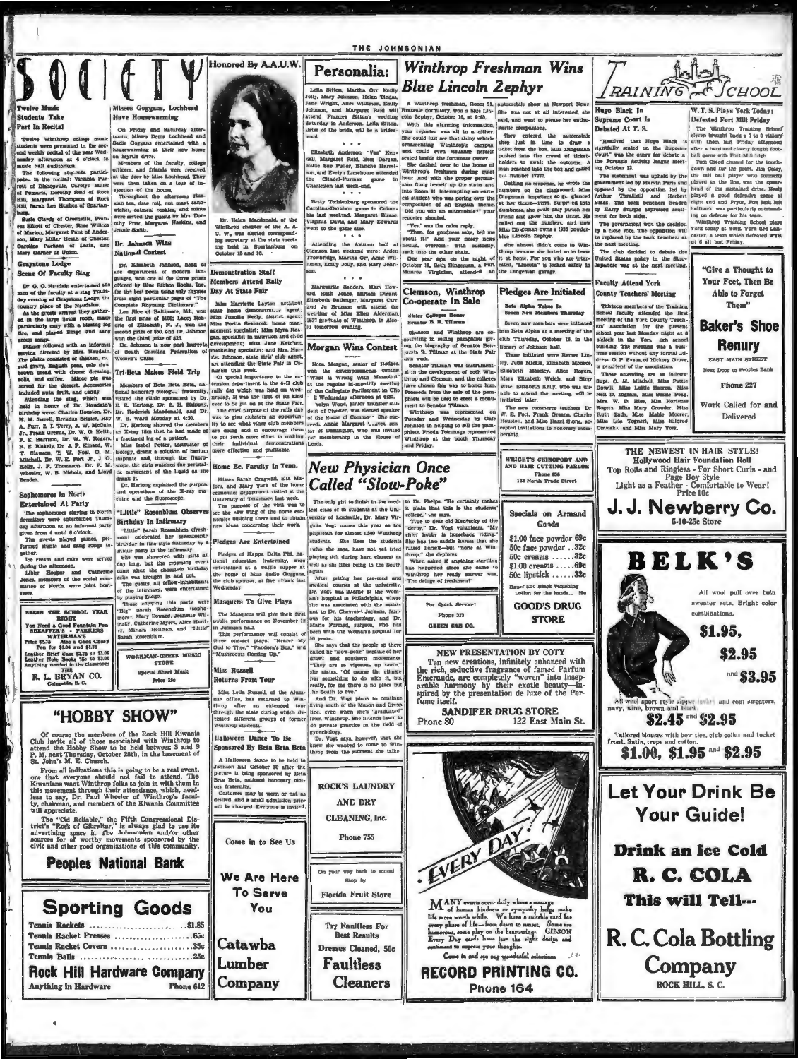# SOCIETY

## Twelve Music Students Take Part In Recital

Twelve Winthrop college music students were presented in the second weekly recital of the year Wednesday afternoon at 4 o'clock in music hall auditorium.

The following students participated in the recital: Virginia Parrott of Bishopville, Carolyn Miller of Pomaria, Dorothy Reid of Rock Hill, Margaret Thompson of Rock Hill, Sarah Lee Hughes of Spartanburg.

Susie Clardy of Greenville, Frances Elliott of Chester, Rose Willcox of Marion, Margaret Faunt of Anderson, Mary Miller Heath of Chester, Caroline Farham of Latta, and Mary Garner of Union.

## Graystone Lodge Scene Of Faculty Stag

Dr. G. G. Naudain entertained the men of the faculty at a stag Thursday evening at Graystone Lodge, the country place of the Naudains.

As the guests arrived they gathered in the large living room, made particularly cozy with a blazing log fire, and played Bingo and sang group songs.

Dinner followed with an informal service directed by Mrs. Naudain. The plates consisted of chicken, rice and gravy, English peas, cole slaw, brown bread with cheese dressing, rolls, and coffee. Mince pie was served for the dessert. Accessories included nuts, fruit, and candy.

Attending the stag, which was held in honor of Dr. Naudain's birthday were: Charles Houston, Dr. H. M. Jarrell, Breadus Seigler, Ray A. Furr, J. I. Terry, J. W. McCain, Jr., Frank Greene, Dr. W. G. Keith, P. E. Harrison, Dr. W. W. Rogers, R. E. Blakely, Dr. J. P. Kinard, W. T. Clawson, T. W. Noel, G. M. Mitchell, Dr. W. E. Fort, Jr., J. O. Kelly, J. F. Thomason, Dr. P. M. Wheeler, W. B. Nichols, and Lloyd Bender.

## Sophomores In North Entertained At Party

The sophomores staying in North dormitory were entertained Thursday afternoon at an informal party given from 4 until 6 o'clock.

The guests played games, performed stunts and sang songs together.

Ice cream and cake were served during the afternoon.

Libby Hopper and Catherine Jones, members of the social committee of North, were joint hostesses.

---

**BEGIN THE SCHOOL YEAR RIGHT**

You Need a Good Fountain Pen SHEAFFER'S — PARKERS WATERMAN'S

Price $2.75 Also a Good Cheap Pen for $1.00 and $1.75

Leather Brief Case $2.75 to $3.00

Leather Note Books 75c to $3.00

Anything needed in the classroom

**R. L. BRYAN CO.**

Columbia, S. C.

---

## Misses Goggans, Lochhead Have Housewarming

On Friday and Saturday afternoons, Misses Dena Lochhead and Sadie Goggans entertained with a housewarming at their new home on Myrtle drive.

Members of the faculty, college officers, and friends were received at the door by Miss Lochhead. They were then taken on a tour of inspection of the house.

Throughout the afternoon Russian tea, date roll, nut meat sandwiches, oatmeal cookies, and mints were served the guests by Mrs. Dorothy Frew, Margaret Haskins, and Jennie Smith.

## Dr. Johnson Wins National Contest

Dr. Elizabeth Johnson, head of the department of modern languages, won one of the three prizes offered by The Simon Books, Inc., for the best poem using only rhymes from eight particular pages of "The Complete Rhyming Dictionary."

Lee Rice of Baltimore, Md., won the first prize of $100; Lacey Roberts of Elizabeth, N. J., won the second prize of $50, and Dr. Johnson won the third prize of $25.

Dr. Johnson is now poet laureate of South Carolina Federation of Women's Clubs.

## Tri-Beta Makes Field Trip

Members of Beta Beta Beta, national honorary biological fraternity, visited the clinic sponsored by Dr. E. E. Herlong, Dr. A. H. Shippey, Dr. Roderick Macdonald, and Dr. W. B. Ward Monday at 4:30.

Dr. Herlong showed the members an X-ray film that he had made of a fractured leg of a patient.

Miss Isabel Potter, instructor of biology, drank a solution of barium sulphate and, through the fluoroscope, the girls watched the peristaltic movement of the liquid as she drank it.

Dr. Herlong explained the purpose and operations of the X-ray machine and the fluoroscope.

## "Little" Rosenblum Observes Birthday In Infirmary

"Little" Sarah Rosenblum (freshman) celebrated her seventeenth birthday in fine style Saturday by a unique party in the infirmary.

She was showered with gifts all day long, but the crowning event came when the chocolate birthday cake was brought in and cut.

The guests, all fellow-inhabitants of the infirmary, were entertained by playing Bingo.

Those enjoying this party were "Big" Sarah Rosenblum (sophomore), Mary Howard, Jeanette Williams, Catherine Myers, Alice Hardy, Miriam Hellman, and "Little" Sarah Rosenblum.

---

**WORKMAN-GREEN MUSIC STORE**

Special Sheet Music

Price 15c

---

# "HOBBY SHOW"

Of course the members of the Rock Hill Kiwanis Club invite all of those associated with Winthrop to attend the Hobby Show to be held between 3 and 9 P. M. next Thursday, October 28th, in the basement of St. John's M. E. Church.

From all indications this is going to be a real event, one that everyone should not fail to attend. The Kiwanians want Winthrop folks to join in with them in this movement through their attendance, which, needless to say, Dr. Paul Wheeler of Winthrop's faculty, chairman, and members of the Kiwanis Committee will appreciate.

The "Old Reliable," the Fifth Congressional District's "Rock of Gibraltar," is always glad to use its advertising space in The Johnsonian and/or other sources for all worthy movements sponsored by the civic and other good organizations of this community.

**Peoples National Bank**

---

# Sporting Goods

Tennis Rackets ........ $1.85
Tennis Racket Presses ........ .65c
Tennis Racket Covere ........ .35c
Tennis Balls ........ .25c

**Rock Hill Hardware Company**

Anything In Hardware — Phone 612

---

## Honored By A.A.U.W.

Dr. Helen Macdonald, of the Winthrop chapter of the A. A. U. W., was elected corresponding secretary at the state meeting held in Spartanburg on October 15 and 16.

## Demonstration Staff Members Attend Rally Day At State Fair

Miss Harriette Layton assistant state home demonstration agent; Miss Juanita Neely, district agent; Miss Portia Bookman, home management specialist; Miss Myra Reagan, specialist in nutrition and child development; Miss Jane Ketchen, marketing specialist; and Mrs. Harriet Johnson, state girls' club agent, are attending the State Fair in Columbia this week.

Of special importance to the extension department is the 4-H club rally day which was held on Wednesday. It was the first of its kind ever to be put on at the State Fair.

The chief purpose of the rally day was to give clubsters an opportunity to see what other club members are doing and to encourage them to put forth more effort in making their individual demonstrations more effective and profitable.

## Home Ec. Faculty In Tenn.

Misses Sarah Cragwell, Ella Majors, and Mary York of the home economics department visited at the University of Tennessee last week.

The purpose of the visit was to see the new wing of the home economics building there and to obtain new ideas concerning their work.

## Pledges Are Entertained

Pledges of Kappa Delta Phi, national education fraternity, were entertained at a waffle supper at the home of Miss Sadie Goggans, the club sponsor, at five o'clock last Wednesday.

## Masquers To Give Plays

The Masquers will give their first public performance on November 12 in Johnson hall.

This performance will consist of three one-act plays: "Nearer My God to Thee," "Pandora's Box," and "Mushrooms Coming Up."

## Miss Russell Returns From Tour

Miss Leila Russell, of the Alumnae office, has returned to Winthrop after an extended tour through the state during which she visited different groups of former Winthrop students.

## Halloween Dance To Be Sponsored By Beta Beta Beta

A Halloween dance to be held in Johnson hall October 30 after the picture is being sponsored by Beta Beta Beta, national honorary biology fraternity.

Costumes may be worn or not as desired, and a small admission price will be charged. Everyone is invited.

---

Come in to See Us

**We Are Here To Serve You**

**Catawba Lumber Company**

---

# Personalia:

Leila Sitton, Martha Orr, Emily Jolly, Mary Johnson, Helen Tindal, Jane Wright, Alice Williman, Emily Johnson, and Margaret Reid will attend Frances Sitton's wedding Saturday in Anderson. Leila Sitton, sister of the bride, will be a bridesmaid.

...

Elizabeth Anderson, "Yes" Kendall, Margaret Reid, Hess Dargan, Sallie Sue Fuller, Blanche Harrelson, and Evelyn Limehouse attended the Citadel-Furman game in Charleston last week-end.

...

Betty Tuhlenburg sponsored the Carolina-Davidson game in Columbia last weekend. Margaret Blease, Virginia Davis, and Mary Edwards went to the game also.

...

Attending the Autumn ball at Clemson last weekend were: Arden Trowbridge, Martha Orr, Anne Williman, Emily Jolly, and Mary Johnson.

...

Marguerite Sanders, Mary Howard, Ruth Jones, Miriam Dunst, Elizabeth Ballenger, Margaret Carr, and Jo Brunson will attend the wedding of Miss Ellen Alderman, 1937 graduate of Winthrop, in Alcolu tomorrow evening.

## Morgan Wins Contest

Nora Morgan, senior of Hodges, won the extemporaneous contest "What is Wrong With Mussolini" at the regular bi-monthly meeting of the Collegiate Parliament in Clio II Wednesday afternoon at 4:30.

"Helen Woods, junior transfer student of Chester, was elected speaker of the House of Commons. She succeeds Annie Margaret ... ters, senior of Darlington, who was invited for membership in the House of Lords.

---

# Winthrop Freshman Wins Blue Lincoln Zephyr

A Winthrop freshman, Room 31, Breazeale dormitory, won a blue Lincoln Zephyr, October 18, at 8:45.

With this alarming information, your reporter was all in a dither. She could just see that shiny vehicle ornamenting Winthrop's campus, and could even visualize herself seated beside the fortunate owner.

She dashed over to the home of Winthrop's freshman during quiet hour and with the proper permission flung herself up the stairs and into Room 31, interrupting an earnest student who was poring over the composition of an English theme.

"Did you win an automobile?" your reporter shouted.

"Yes," was the calm reply.

"Then, for goodness sake, tell me about it! And your news news hound, overcome with curiosity, sank into the other chair.

One year ago, on the night of October 18, Beth Dingeman, a Fort Monroe Virginian, attended an automobile show at Newport News. She was not at all interested, she said, and went to please her enthusiastic companions.

They entered the automobile shop just in time to draw a ticket from the box. Miss Dingeman pushed into the crowd of ticket-holders to await the outcome. A man reached into the box and called out number 17277.

Getting no response, he wrote the numbers on the blackboard. Miss Dingeman, impatient to go, glanced at her ticket—17277. Surprised into dumbness, she could only punch her friend and show him the ticket. He called out the numbers, and now Miss Dingeman owns a 1938 powder-blue Lincoln Zephyr.

She almost didn't come to Winthrop because she hated so to leave it at home. For you who are interested, "Lincoln" is locked safely in the Dingeman garage.

## Clemson, Winthrop Co-operate In Sale

Sister Colleges Honor Senator B. R. Tillman

Clemson and Winthrop are cooperating in selling pamphlets giving the biography of Senator Benjamin R. Tillman at the State Fair this week.

Senator Tillman was instrumental in the development of both Winthrop and Clemson, and the colleges have chosen this way to honor him. Proceeds from the sale of the pamphlets will be used to erect a monument to Senator Tillman.

Winthrop was represented on Tuesday and Wednesday by Cala Johnson in helping to sell the pamphlets. Frieda Tokuhaga represented Winthrop at the booth Thursday and Friday.

## Pledges Are Initiated

Beta Alpha Takes In Seven New Members Thursday

Seven new members were initiated into Beta Alpha at a meeting of the club Thursday, October 14, in the library of Johnson hall.

Those initiated were Berner Lindley, Julia Mickle, Elizabeth Monroe, Elizabeth Moseley, Alice Rogers, Mary Elizabeth Welch, and Birge Wise. Elizabeth Kelly, who was unable to attend the meeting, will be initiated later.

The new commerce teachers Dr. W. E. Fort, Frank Greene, Charles Houston, and Miss Hazel Stone, accepted invitations to honorary membership.

---

# New Physician Once Called "Slow-Poke"

The only girl to finish in the medical class of 85 students at the University of Louisville, Dr. Mary Virginia Vogt comes this year as the physician for almost 1,500 Winthrop students. She likes the students who, she says, have not yet tried playing sick during hard classes as well as she likes being in the South again.

After getting her pre-med and medical courses at the university, Dr. Vogt was interne at the Woman's hospital in Philadelphia, where she was associated with the assistant to Dr. Chevalier Jackson, famous for his tracheology, and Dr. Marie Formad, surgeon, who has been with the Woman's hospital for 50 years.

She says that the people up there called her "slow-poke" because of her drawl and southern movements. "They are so vigorous up north," she states. "Of course the climate has something to do with it, but, really, for me there is no place but the South to live."

And Dr. Vogt plans to continue living south of the Mason and Dixon line, even when she's "graduated" from Winthrop. She intends later to do private practice in the field of gynecology.

Dr. Vogt says, however, that she knew she wanted to come to Winthrop from the moment she talked to Dr. Phelps. "He certainly makes it plain that this is the students' college," she says.

True to dear old Kentucky of the "derby," Dr. Vogt volunteers, "My chief hobby is horseback riding. She has two saddle horses that she raised herself—but "none at Winthrop," she deplores.

When asked if anything startling has happened since she came to Winthrop her ready answer was, "The deluge of freshmen!"

---

**WRIGHT'S CHIROPODY AND HAIR CUTTING PARLOR**

Phone 636

128 North Trade Street

---

**Specials on Armand Goods**

$1.00 face powder 69c
50c face powder ..32c
50c creams ......32c
$1.00 creams ......69c
50c lipstick ......32c

Bauer and Black Vanishing Lotion for the hands... 39c

**GOOD'S DRUG STORE**

---

For Quick Service!

Phone 373

GREEN CAB CO.

---

**ROCK'S LAUNDRY AND DRY CLEANING, Inc.**

Phone 755

---

On your way back to school Stop by

**Florida Fruit Store**

---

Try Faultless For Best Results

Dresses Cleaned, 50c

**Faultless Cleaners**

---

**NEW PRESENTATION BY COTY**

Ten new creations, infinitely enhanced with the rich, seductive fragrance of famed Parfum Emeraude, are completely "woven" into inseparable harmony by their exotic beauty—inspired by the presentation de luxe of the Perfume itself.

**SANDIFER DRUG STORE**

Phone 80 — 122 East Main St.

---

**EVERY DAY**

MANY events occur daily where a message of human kindness or sympathy helps make life more worth while. We have a suitable card for every phase of life—from dawn to sunset. Some are humorous, some play on the heartstrings. GIBSON Every Day cards have just the right design and sentiment to express your thoughts.

Come in and see our wonderful selections

**RECORD PRINTING CO.**

Phone 164

---

# Training School

## Hugo Black Is Supreme Court Is Debated At T. S.

"Resolved that Hugo Black is rightfully seated on the Supreme Court" was the query for debate at the Forensic Activity league meeting October 12.

The statement was upheld by the government led by Marvin Parks and opposed by the opposition led by Arthur Threatkill and Herbert Black. The back benchers headed by Harry Sturgis expressed sentiment for both sides.

The government won the decision by a close vote. The opposition will be replaced by the back benchers at the next meeting.

The club decided to debate the United States policy in the Sino-Japanese war at the next meeting.

## Faculty Attend York County Teachers' Meeting

Thirteen members of the Training School faculty attended the first meeting of the York County Teachers' association for the present school year last Monday night at 8 o'clock in the York high school building. The meeting was a business session without any formal address. O. P. Evans, of Hickory Grove, is president of the association.

Those attending are as follows: Supt. G. M. Mitchell, Miss Pattie Dowell, Miss Lottie Barron, Miss Nell D. Ingram, Miss Bessie Pegg, Mrs. W. D. Rice, Miss Hortense Rogers, Miss Mary Crowder, Miss Ruth Eady, Miss Mable Moorer, Miss Lila Tognett, Miss Mildred Onweaki, and Miss Mary York.

## W. T. S. Plays York Today; Defeated Fort Mill Friday

The Winthrop Training School eleven brought back a 7 to 0 victory with them last Friday afternoon after a hard and closely fought football game at Fort Mill high.

Tom Creed crossed for the touchdown and for the point. Jim Coley, the tall ball player who formerly played in the line, was the spearhead of the sustained drive. Neely played a good defensive game at right end and Pryor, Fort Mill left halfback, was particularly outstanding on defense for his team.

Winthrop Training School plays York today at York. York tied Lancaster, a team which defeated WTS, at 6 all last Friday.

---

**"Give a Thought to Your Feet, Then Be Able to Forget Them"**

**Baker's Shoe Renury**

EAST MAIN STREET

Next Door to Peoples Bank

Phone 227

Work Called for and Delivered

---

**THE NEWEST IN HAIR STYLE!**

Hollywood Hair Foundation Roll

Top Rolls and Ringless - For Short Curls - and Page Boy Style

Light as a Feather - Comfortable to Wear!

Price 10c

**J. J. Newberry Co.**

5-10-25c Store

---

# BELK'S

All wool pull over twin sweater sets. Bright color combinations.

$1.95, $2.95 and $3.95

All wool sport style zipper jackets and coat sweaters, navy, wine, brown and black.

$2.45 and $2.95

Tailored blouses with bow ties, club collar and tucket front. Satin, crepe and cotton.

$1.00, $1.95 and $2.95

---

**Let Your Drink Be Your Guide!**

**Drink an Ice Cold R. C. COLA**

**This will Tell---**

**R. C. Cola Bottling Company**

ROCK HILL, S. C.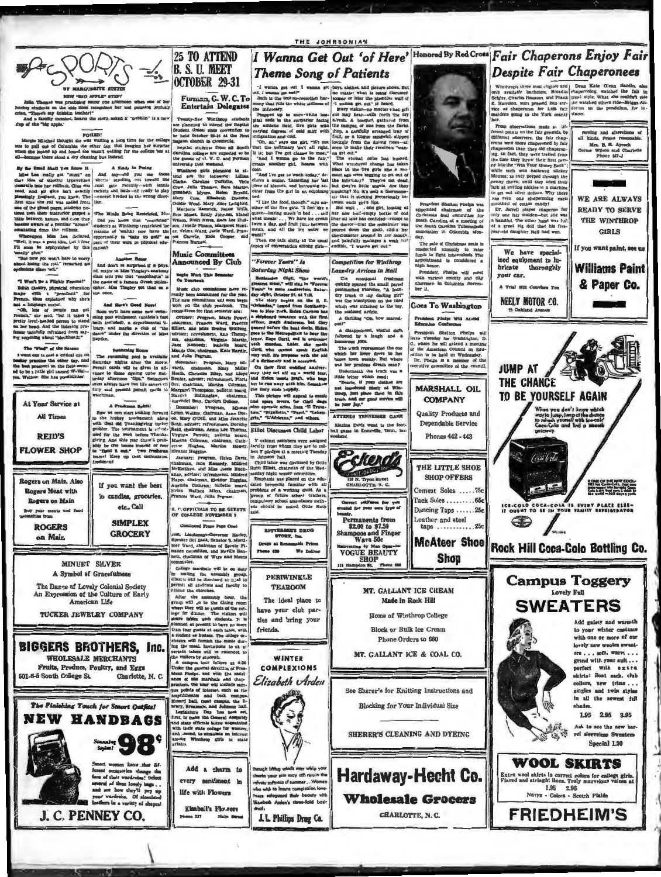# SPORTS

BY MARGUERITE AUSTIN

**NEW "BIG APPLE" STEP?**

Julia Thomas was practising soccer one afternoon when one of her hockey students on the side lines recognized her and pointing joyfully cried, "There's my dribblin teacher!" And a faculty member, hearing the story, asked if "gribblin" is a new step of the "big apple."

**FOILED!**

Margie Mitchell thought she was waiting a long time for the college bus to pull out of Columbia the other day. But imagine her surprise when she looked up and found she wasn't waiting for the college bus at all—because there stood a dry cleaning bus instead.

**By the Small Shell You Know It**

Miss Lee really got "stuck" on that idea of altering typewritten cinnerolls into her rollbook. Glue was used, and all glue isn't exactly pleasingly fragrant, you know. The first time the roll was called from one of the glued pages students noticed that their instructor gasped a little between names, and soon they became aware of a peculiar "aroma" emanating from the rollbook.

Whereupon Miss Lee declared, "Well, it was a good idea, but I fear I'll soon be asphyxiated by this 'smelly' glue."

"But now you won't have to worry about losing the roll," remarked an optimistic class "wit."

**A Study in Posing**

And say—did you see those "sheiks" strutting out toward the front gate recently—with tennis rackets and balls—all ready to play —except bruised in the wrong direction.

**"I Won't Be a Flighty Person!"**

Edith Coulty, physical education major with a "penchant" for French, thus explained why she's not a language major.

"Oh, lots of people can get French," she said, "but it takes a pretty level-headed person to stand on her head. And the listening professor tactfully refrained from saying anything about "blockheads."

**The Minds Being Restricted, If—**

Did you know that "restricted" students at Winthrop (restricted for reasons of health) now have the opportunity to "take up golf" as part of their work in physical education?

**Another Boner**

And don't be surprised if a physical education major in Miss Tingley's anatomy class tells you that "esophagus" is the name of a famous Greek philosopher. Miss Tingley got that on a test once.

**And Here's Good News!**

Soon we'll have some new swimming pool equipment (athlete's foot bath included), a departmental library, and maybe a club of "the dance" under the direction of Miss Harden.

**The "Find" of the Season**

I went out to cast a critical eye on hockey practice the other day, and the best prospect on the field seemed to be a little girl named W-Wel-yn. Weltner. She has possibilities!

**Swimming Hours**

The swimming pool is available Saturday nights after the movie. Permit cards will be given in advance to those signing up for Saturday afternoon "dips." Swimmers must always have two life savers on duty and present permit cards to watchman.

**A Freshman Spirit!**

Now we can start looking forward to the hockey tournament along with that old Thanksgiving turkey gobbler. The tournament is scheduled for the week before Thanksgiving. And this year there'll probably be five teams instead of four to "fight it out." Two freshman teams! Keep up that enthusiasm, freshmen!

---

At Your Service at All Times

**REID'S FLOWER SHOP**

---

Rogers on Main, Also Rogers Meat with Rogers on Main

Buy your meats and food necessities from

**ROGERS on Main**

---

If you want the best in candies, groceries, etc., Call

**SIMPLEX GROCERY**

---

**MINUET SILVER**

A Symbol of Gracefulness

The Dance of Lovely Colonial Society
An Expression of the Culture of Early American Life

TUCKER JEWELRY COMPANY

---

**BIGGERS BROTHERS, Inc.**

WHOLESALE MERCHANTS

Fruits, Produce, Poultry, and Eggs

501-3-5 South College St. Charlotte, N. C.

---

*The Finishing Touch for Smart Outfits!*

**NEW HANDBAGS**

Stunning Styles! **98¢**

Smart women know that different accessories change the face of their wardrobes! Select several of these lovely bags . . . and see how they'll pep up your wardrobe. Of simulated leathers in a variety of shapes!

**J. C. PENNEY CO.**

---

# 25 TO ATTEND B. S. U. MEET OCTOBER 29-31

## Furman, G. W. C. To Entertain Delegates

Twenty-five Winthrop students are planning to attend the Baptist Student Union state convention to be held October 29-31 at the First Baptist church in Greenville.

Baptist students from all South Carolina colleges are expected to be the guests of G. W. C. and Furman University that weekend.

Winthrop girls planning to attend are the following: Lillian Clarke, Caroline Turbeville, Viola Crow, Julia Thomas, Sara Martin, Elizabeth Myers, Helen Bryant, Mary Case, Elizabeth Dickens, Goldie Wood, Mary Alice Langford, Marjorie Hamrick, Nellie Wells, Bess Moses, Emily Johnson, Mabel Wilson, Ruth Neves, Sara Lee Hudson, Jacelle Pinson, Margaret Huntley, Vera Ward, Jettie Ward, Frances Carrie, Kate Cooper, and Frances Burnett.

## Music Committees Announced By Club

### Begin Work This Semester On Yearbook

Music club committees have recently been announced for the year. The new committees will soon begin work on the club yearbook. The committees for first semester are:

October: Program, Marie Power, chairman, Frances Ward, Frances Elliott, and Miss Ermine Willfong, adviser; refreshment, Ann Thompson, chairman, Virginia Martin, Jane Kennedy; bulletin board, Maude Coe, chairman, Kate Hardin, and Julia Pegram.

November: Program, Mary Edwards, chairman, Mary Millie Hath, Christine Riley, and Lloyd Bender, adviser; refreshment, Flora Orr, chairman, Martha Coleman, Margaret Thompson; bulletin board, Harriet Shillinglaw, chairman, Aurendel Best, Carolyn Dubose.

December: Program, Minnie Lynch Walker, chairman, Anna Dixon, Mary O'Dell, and Miss Jeanette Roth, adviser; refreshment, Dorothy Reid, chairman, Annie Lee Thomas, Virginia Parrott; bulletin board, Martha Coleman, chairman, Catherine Hughes, Martha Howey, Eleanor Huggins.

January: Program, Helen Davis, chairman, Jane Kennedy, Mildred McKeithen, and Miss Jessie Buchanan, adviser; refreshment, Mildred Hayes, chairman, Eleanor Huggins, Augusta Cothran; bulletin board, Helen Wallace Mims, chairman, Frances Ward, Julia Pegram.

### S. C. OFFICIALS TO BE GUESTS OF COLLEGE NOVEMBER 3

(Continued From Page One)

sion, Lieutenant-Governor Harley, Speaker Sol Blatt, Senator S. Mortimer Ward, chairman of Senate Finance committee, and Neville Bennett, chairman of Ways and Means committee.

College marshals will be on duty in seating the assembly group. Classes will be dismissed at 11:40 to permit all students and faculty to attend the exercises.

After the assembly hour, the group will go to the dining room where they will be guests of the college for dinner. The visitors will share tables with students. It is planned at present to have no more than four guests at each table, with a student as hostess. The college orchestra will furnish the music during the meal. Invitations to sit at certain tables will be extended to the visitors by students.

A campus tour follows at 2:30. Under the general direction of President Phelps, and with the assistance of the marshals and chaperones, the tour will include campus points of interest, such as the amphitheatre and back campus, Richard hall, front campus, the library, Breazeale, and Johnson hall.

Legislature Day has been set, first, to make the General Assembly and state officials better acquainted with their state college for women; and, second, to stimulate an interest among Winthrop girls in state affairs.

---

# I Wanna Get Out 'of Here' Theme Song of Patients

"I wanna get out! I wanna get out, I wanna get out!"

Such is the ever-re-recording harmony that fills the white stillness of the infirmary.

Propped up in snow-white hospital beds in the compartment facing the athletic field, five girls with varying degrees of cold mingle with indignation and cold.

"Oh, no," says one girl, "it's not that the infirmary isn't all right. It is; but I've got classes to meet."

"And I wanna go to the fair," croaks another girl hoarse with cold.

"And I've got to teach today," declares a senior, "hoarding her last piece of kleenex, and borrowing another from the girl in an adjoining bed.

"I like the food, though," says another of the five girls. "I feel like a queen—having meals in bed . . . and what meals! . . . We have ice cream twice a day, and fruit juice between meals, and all the ice water we want!"

Then the talk shifts to the usual topics of conversation among girls—boys, clothes, and picture shows. But no matter what is being discussed sooner or later the plaintive wail of "I wanna get out" is heard.

Every visitor—no matter what gift she may bear—calls forth the cry afresh. A bouquet gathered from the campus, or one from the florist shop, a carefully arranged tray of fruit, or a tongue sandwich slipped lovingly from the dining room—all seem to make their receivers "wanna get out."

The eternal noise has hushed. What wonderful change has taken place in the five girls who a moment ago were begging to get out of the infirmary? They're not dead, but they're little angels. Are they smoking? No, it's only a thermometer that is sticking precariously between each girl's lips.

But wait . . . one girl, looking at her now half-empty bottle of cod liver oil she has confided—except to the doctor—that the remainder was poured down the sink), slid a her thermometer around in her mouth, and painfully manages a weak but audible, "I wanna get out."

## "Forever Yours" Is Saturday Night Show

Benjamino Gigli, "the world's greatest tenor," will sing in "Forever Yours" to main auditorium, Saturday night, October 23, at 7:15.

The story begins on the S. S. "Orlandos," bound from Southampton to New York. Helen Carlton has a shipboard romance with the first officer, Hugh Anderson, but they quarrel before the boat docks. Helen goes to the Metropolitan to hear the tenor, Ezzo Curti, and is overcome with emotion. Later, she meets Curti, who cannot speak English very well. He proposes with the aid of a dictionary and is accepted.

On their first wedding anniversary they set off on a world tour, and Helen meets Hugh, who begs her to run away with him. Somehow the story ends happily.

This picture will appeal to music and opera lovers, for Gigli sings nine operatic arias, from "Il Trovatore," "Rigoletto," "Faust," "Lohengrin," "L'Africana," and others.

## Elliot Discusses Child Labor

Y cabinet members were assigned faculty from whom they are to collect Y pledges at a meeting Tuesday in Johnson hall.

Child labor was discussed by Ottie Ruth Elliott, chairman of the Wednesday night vesper committee. Emphasis was placed on the educated becoming familiar with all problems of a working child. As a group of future school teachers, compulsory school attendance methods should be noted, Ottie Ruth said.

---

**RATTERREE'S DRUG STORE, Inc.**

Drugs at Reasonable Prices

Phone 630 We Deliver

---

**PERIWINKLE TEAROOM**

The ideal place to have your club parties and bring your friends.

---

Add a charm to every sentiment in life with Flowers

**Kimball's Flowers**

Phone 327 Main Street

---

## Competition for Winthrop Laundry Arrives in Mail

The emotional freshman quickly opened the small parcel postmarked Florence, "A laundry truck to my darling girl" was the inscription on the card which was attached to the toy, the enclosed article.

A thrilling "Oh, how marvelous!"

A disappointed, wistful sigh, followed by a laugh and a humorous joke.

The truck represented the one which her lover drove to her home town weekly. But where was her precious dream man?

Underneath the truck was a little letter which read:

"Honey, if your clothes are not laundered nicely at Winthrop, just place them in this truck, and our good service will be your joy."

**ATTENDS TENNESSEE GAME**

Alexina Davis went to the football game in Knoxville, Tenn., last weekend.

---

**Eckerd's**

Cut Rate Drug Store

124 N. Tryon Street CHARLOTTE, N. C.

---

Correct coiffures for you created for your own type of beauty.

Permanents from $2.00 to $7.50

Shampoos and Finger Wave 50c

Haircutting by Expert Operator

**VOGUE BEAUTY SHOP**

118 Hampton St. Phone 688

---

**WINTER COMPLEXIONS**

*Elizabeth Arden*

Though biting winds may whip your cheeks your skin may still retain the velvety softness of summer . . . Women who wish to insure complexion loveliness safeguard their beauty with Elizabeth Arden's three-fold basic ritual.

**J. L. Phillips Drug Co.**

---

# Honored By Red Cross

President Shelton Phelps was appointed chairman of the Christmas Seal committee for South Carolina at a meeting of the South Carolina Tuberculosis association in Columbia Monday.

The sale of Christmas seals is conducted annually to raise funds to fight tuberculosis. The appointment is considered a high honor.

President Phelps will meet with various county and city chairmen in Columbia November 11.

## Goes To Washington

### President Phelps Will Attend Education Conference

President Shelton Phelps will leave Tuesday for Washington, D. C., where he will attend a meeting of the American Council on Education to be held on Wednesday. Dr. Phelps is a member of the executive committee of the council.

---

**MARSHALL OIL COMPANY**

Quality Products and Dependable Service

Phones 442 - 443

---

**THE LITTLE SHOE SHOP OFFERS**

Cement Soles ..... 75c
Tack Soles ......... 65c
Dancing Taps ...... 25c
Leather and steel taps ............ 25c

**McAteer Shoe Shop**

---

**MT. GALLANT ICE CREAM**

Made in Rock Hill

Home of Winthrop College

Block or Bulk Ice Cream

Phone Orders to 660

MT. GALLANT ICE & COAL CO.

---

See Sherer's for Knitting Instructions and

Blocking for Your Individual Size

SHERER'S CLEANING AND DYEING

---

**Hardaway-Hecht Co.**

**Wholesale Grocers**

CHARLOTTE, N. C.

---

# Fair Chaperons Enjoy Fair Despite Fair Chaperonees

Winthrop's three most eligible and only available bachelors, Broadus Seigler, Charles Houston, and Frank E. Harrison, were pressed into service as chaperones for 1,464 fair maidens going to the York county fair.

From observations made at different points on the fair grounds, by different observers, the fair chaperons were more chaperoned by fair chaperonees than they did chaperoning. In fact, they were trailed from the time they threw their first penny into the "Win Your Money Back" while each won hallowed Mickey Mouses; as they peeped through the penny shows; until they tried their luck at putting nickels in a machine to get out silver dollars. Why there was even one chaperoning eacht mouthful of cotton candy!

Dr. Jarrell played chaperon for only one fair maiden—but she was a handful. The other hand was full of a great big doll that his five-year-old daughter Nell had won.

Dean Kate Glenn Hardin, also chaperoning, watched the fair in great style. What she couldn't see she watched others ride—Briggs Anderson on the pendulum, for instance.

---

Sewing and alterations of all kinds. Prices reasonable.

Mrs. B. S. Ayresh

Corner Wilson and Charlotte

Phone 367-J

---

We have specialized equipment to lubricate thoroughly your car.

A Trial Will Convince You

**NEELY MOTOR CO.**

75 Oakland Avenue

---

WE ARE ALWAYS READY TO SERVE THE WINTHROP GIRLS

If you want paint, see us

**Williams Paint & Paper Co.**

---

**JUMP AT THE CHANCE TO BE YOURSELF AGAIN**

When you don't know which way to jump, jump at the chance to refresh yourself with ice-cold Coca-Cola and find a smooth getaway.

ICE-COLD COCA-COLA IS EVERY PLACE ELSE—IT OUGHT TO BE IN YOUR FAMILY REFRIGERATOR

**Rock Hill Coca-Cola Bottling Co.**

---

**Campus Toggery**

Lovely Fall

**SWEATERS**

Add gaiety and warmth to your winter costume with one or more of our lovely new woolen sweaters . . . soft, warm . . . grand with your suit . . . perfect with extra skirts! Boat neck, club collars, new trims . . . singles and twin styles in all the newest fall shades.

1.95 2.95 3.95

Ask to see the new barrel sleeveless Sweaters

Special 1.00

**WOOL SKIRTS**

Extra wool skirts in correct colors for college girls. Flared and straight lines. Truly marvelous values at

1.95 2.95

Navys - Colors - Scotch Plaids

**FRIEDHEIM'S**